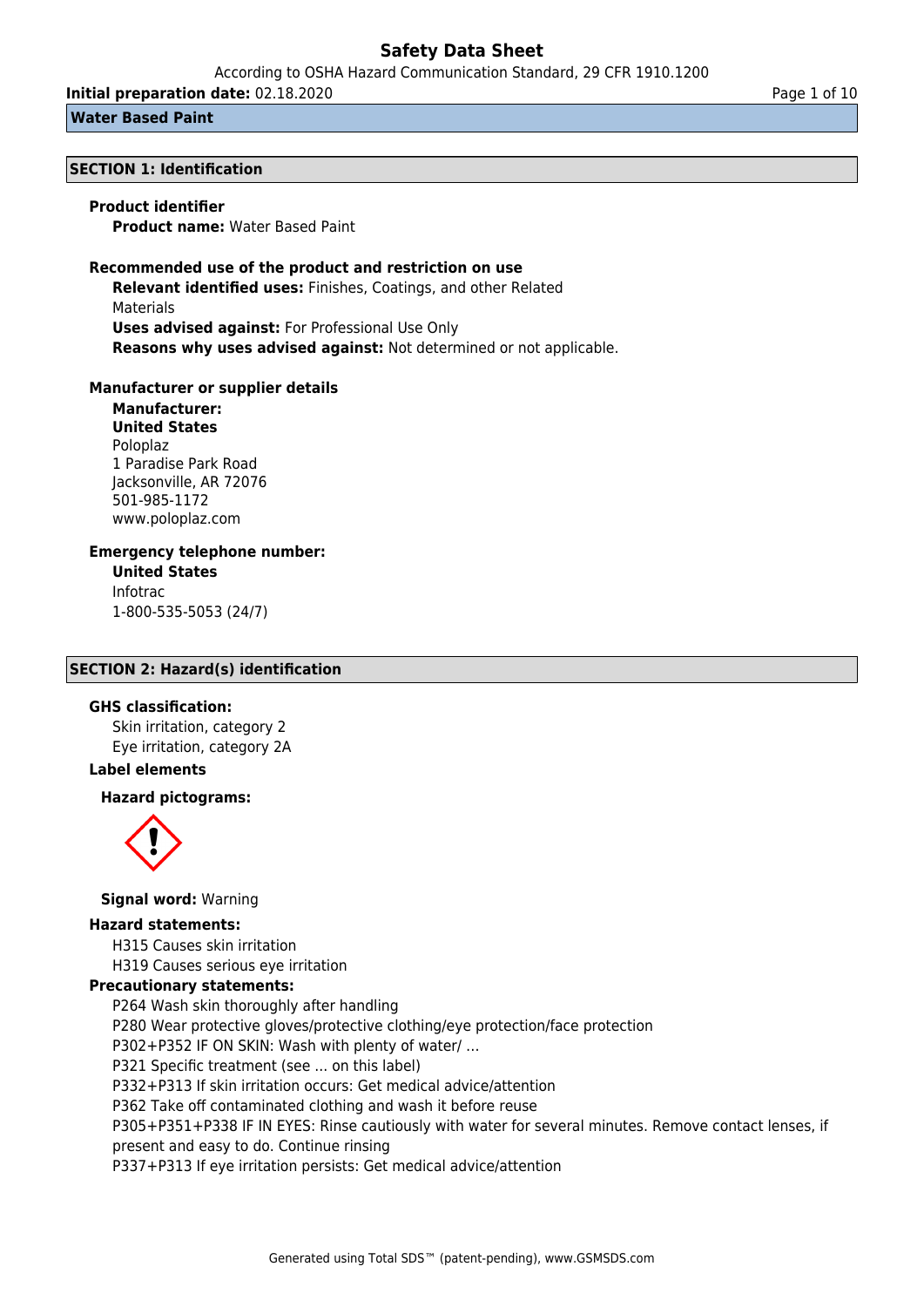# Safety Data Sheet

According to OSHA Hazard Communication Standard, 29 CFR 1910.1200

**Initial preparation date:** 02.18.2020

**Water Based Paint**

## SECTION 1: Identification

### Product identifier

**Product name:** Water Based Paint

### Recommended use of the product and restriction on use

**Relevant identified uses:** Finishes, Coatings, and other Related Materials

**Uses advised against:** For Professional Use Only

**Reasons why uses advised against:** Not determined or not applicable.

### Manufacturer or supplier details

**Manufacturer:**

**United States**

Poloplaz
1 Paradise Park Road
Jacksonville, AR 72076
501-985-1172
www.poloplaz.com

### Emergency telephone number:

**United States**

Infotrac
1-800-535-5053 (24/7)

## SECTION 2: Hazard(s) identification

### GHS classification:

Skin irritation, category 2
Eye irritation, category 2A

### Label elements

**Hazard pictograms:**

**Signal word:** Warning

### Hazard statements:

H315 Causes skin irritation
H319 Causes serious eye irritation

### Precautionary statements:

P264 Wash skin thoroughly after handling
P280 Wear protective gloves/protective clothing/eye protection/face protection
P302+P352 IF ON SKIN: Wash with plenty of water/ ...
P321 Specific treatment (see ... on this label)
P332+P313 If skin irritation occurs: Get medical advice/attention
P362 Take off contaminated clothing and wash it before reuse
P305+P351+P338 IF IN EYES: Rinse cautiously with water for several minutes. Remove contact lenses, if present and easy to do. Continue rinsing
P337+P313 If eye irritation persists: Get medical advice/attention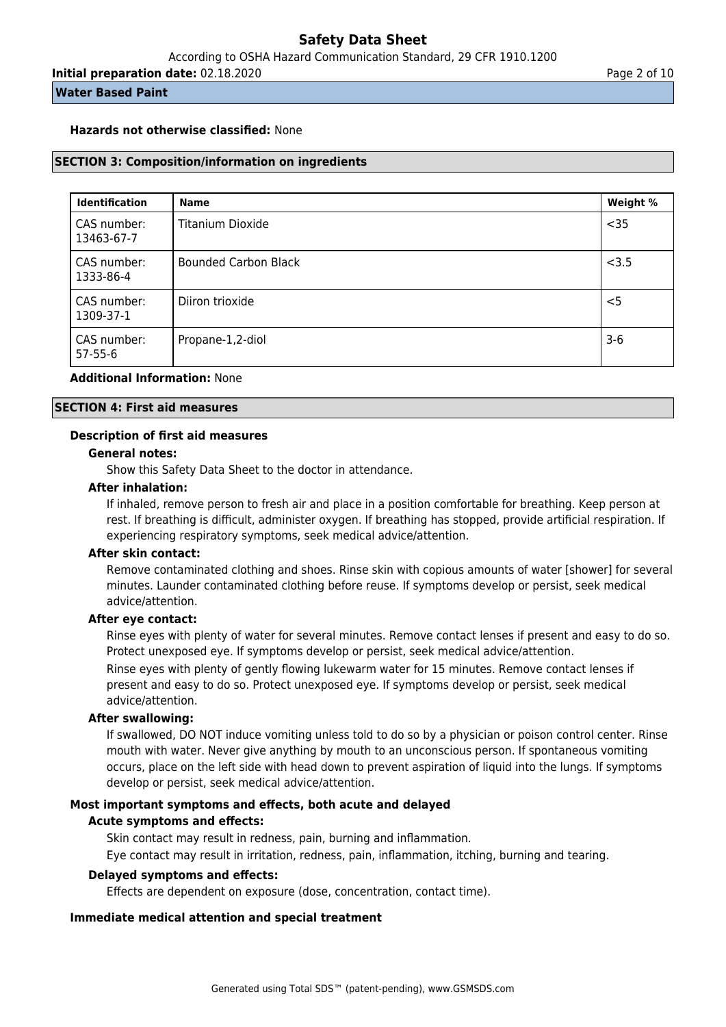**Hazards not otherwise classified:** None

## SECTION 3: Composition/information on ingredients

| Identification | Name | Weight % |
|---|---|---|
| CAS number: 13463-67-7 | Titanium Dioxide | <35 |
| CAS number: 1333-86-4 | Bounded Carbon Black | <3.5 |
| CAS number: 1309-37-1 | Diiron trioxide | <5 |
| CAS number: 57-55-6 | Propane-1,2-diol | 3-6 |

**Additional Information:** None

## SECTION 4: First aid measures

### Description of first aid measures

**General notes:**

Show this Safety Data Sheet to the doctor in attendance.

**After inhalation:**

If inhaled, remove person to fresh air and place in a position comfortable for breathing. Keep person at rest. If breathing is difficult, administer oxygen. If breathing has stopped, provide artificial respiration. If experiencing respiratory symptoms, seek medical advice/attention.

**After skin contact:**

Remove contaminated clothing and shoes. Rinse skin with copious amounts of water [shower] for several minutes. Launder contaminated clothing before reuse. If symptoms develop or persist, seek medical advice/attention.

**After eye contact:**

Rinse eyes with plenty of water for several minutes. Remove contact lenses if present and easy to do so. Protect unexposed eye. If symptoms develop or persist, seek medical advice/attention.

Rinse eyes with plenty of gently flowing lukewarm water for 15 minutes. Remove contact lenses if present and easy to do so. Protect unexposed eye. If symptoms develop or persist, seek medical advice/attention.

**After swallowing:**

If swallowed, DO NOT induce vomiting unless told to do so by a physician or poison control center. Rinse mouth with water. Never give anything by mouth to an unconscious person. If spontaneous vomiting occurs, place on the left side with head down to prevent aspiration of liquid into the lungs. If symptoms develop or persist, seek medical advice/attention.

### Most important symptoms and effects, both acute and delayed

**Acute symptoms and effects:**

Skin contact may result in redness, pain, burning and inflammation.

Eye contact may result in irritation, redness, pain, inflammation, itching, burning and tearing.

**Delayed symptoms and effects:**

Effects are dependent on exposure (dose, concentration, contact time).

### Immediate medical attention and special treatment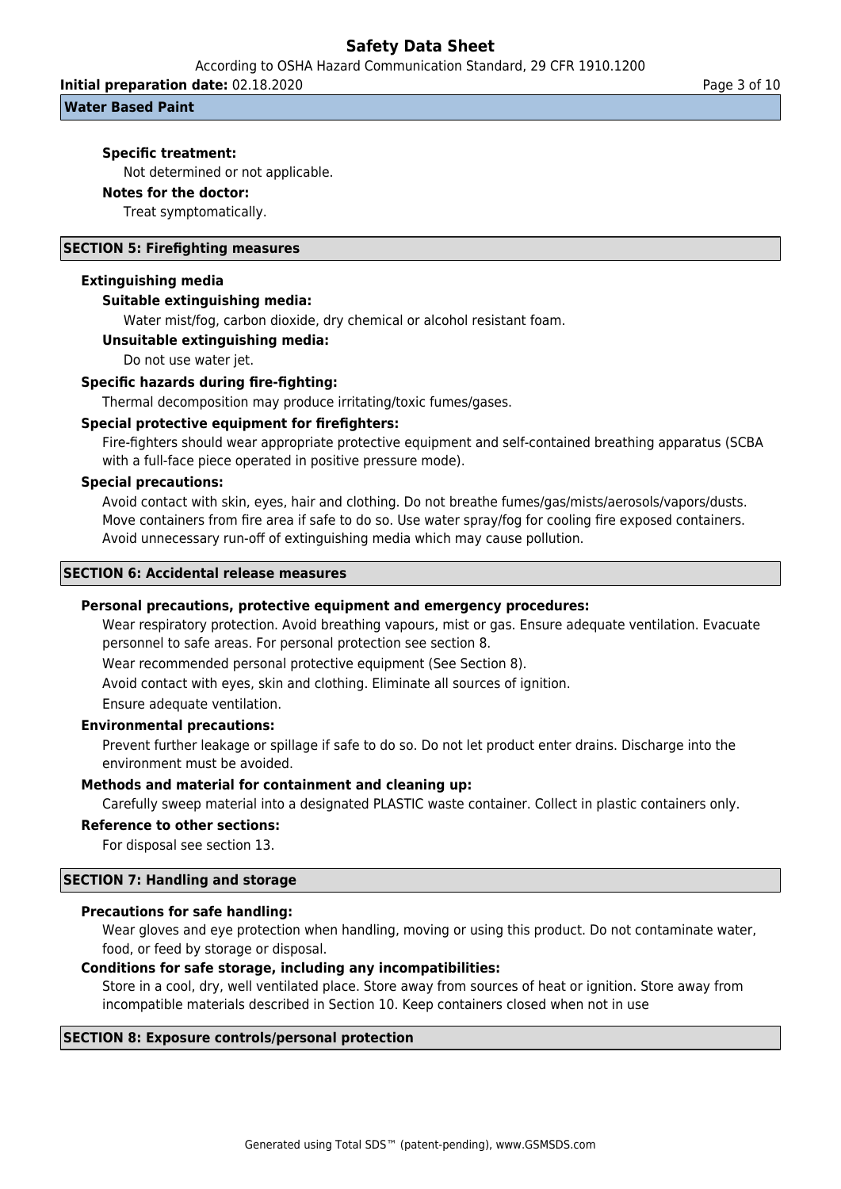**Specific treatment:**

Not determined or not applicable.

**Notes for the doctor:**

Treat symptomatically.

## SECTION 5: Firefighting measures

**Extinguishing media**

**Suitable extinguishing media:**

Water mist/fog, carbon dioxide, dry chemical or alcohol resistant foam.

**Unsuitable extinguishing media:**

Do not use water jet.

**Specific hazards during fire-fighting:**

Thermal decomposition may produce irritating/toxic fumes/gases.

**Special protective equipment for firefighters:**

Fire-fighters should wear appropriate protective equipment and self-contained breathing apparatus (SCBA with a full-face piece operated in positive pressure mode).

**Special precautions:**

Avoid contact with skin, eyes, hair and clothing. Do not breathe fumes/gas/mists/aerosols/vapors/dusts. Move containers from fire area if safe to do so. Use water spray/fog for cooling fire exposed containers. Avoid unnecessary run-off of extinguishing media which may cause pollution.

## SECTION 6: Accidental release measures

**Personal precautions, protective equipment and emergency procedures:**

Wear respiratory protection. Avoid breathing vapours, mist or gas. Ensure adequate ventilation. Evacuate personnel to safe areas. For personal protection see section 8.

Wear recommended personal protective equipment (See Section 8).

Avoid contact with eyes, skin and clothing. Eliminate all sources of ignition.

Ensure adequate ventilation.

**Environmental precautions:**

Prevent further leakage or spillage if safe to do so. Do not let product enter drains. Discharge into the environment must be avoided.

**Methods and material for containment and cleaning up:**

Carefully sweep material into a designated PLASTIC waste container. Collect in plastic containers only.

**Reference to other sections:**

For disposal see section 13.

## SECTION 7: Handling and storage

**Precautions for safe handling:**

Wear gloves and eye protection when handling, moving or using this product. Do not contaminate water, food, or feed by storage or disposal.

**Conditions for safe storage, including any incompatibilities:**

Store in a cool, dry, well ventilated place. Store away from sources of heat or ignition. Store away from incompatible materials described in Section 10. Keep containers closed when not in use

## SECTION 8: Exposure controls/personal protection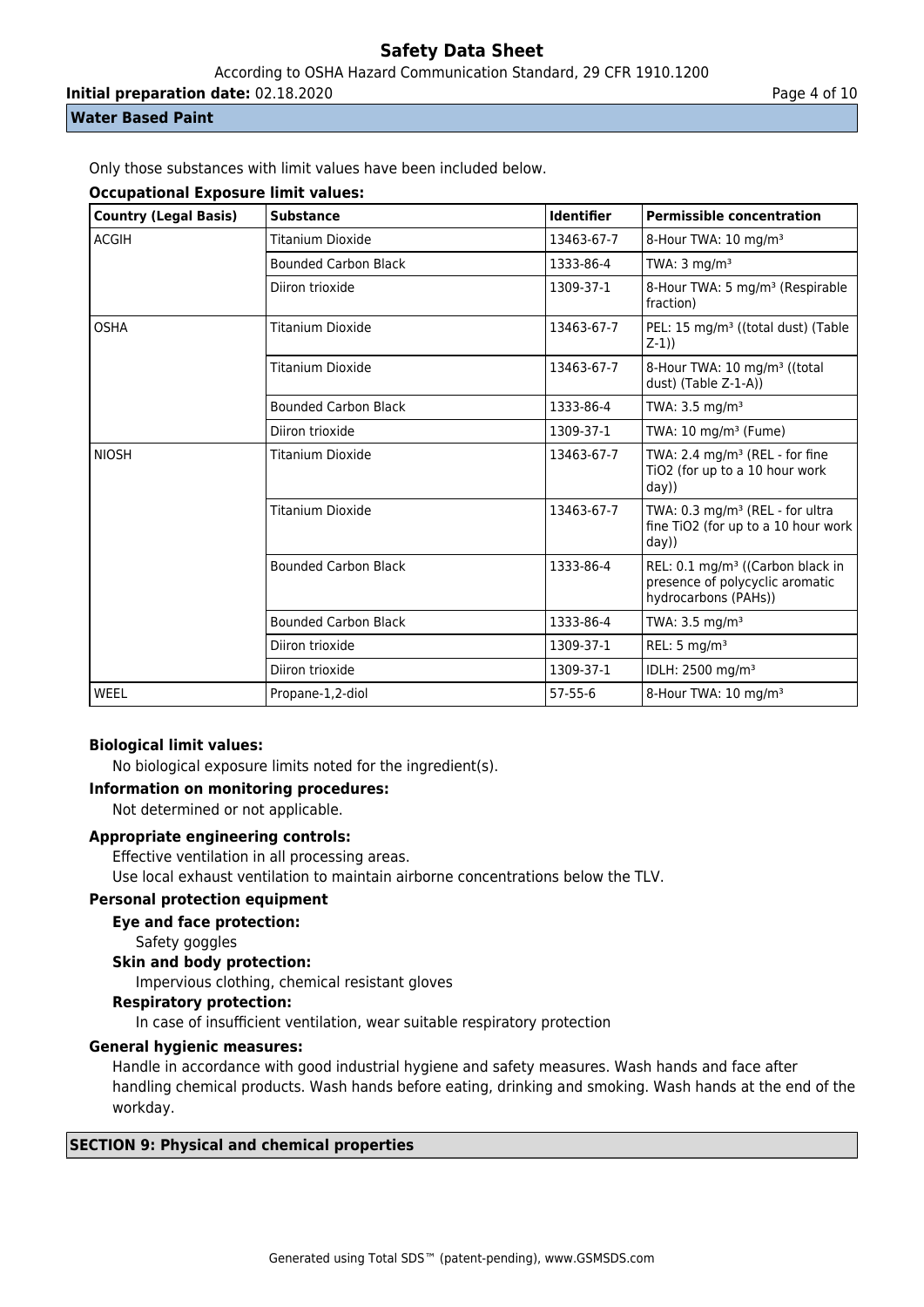**Water Based Paint**

Only those substances with limit values have been included below.

**Occupational Exposure limit values:**

| Country (Legal Basis) | Substance | Identifier | Permissible concentration |
|---|---|---|---|
| ACGIH | Titanium Dioxide | 13463-67-7 | 8-Hour TWA: 10 mg/m³ |
| | Bounded Carbon Black | 1333-86-4 | TWA: 3 mg/m³ |
| | Diiron trioxide | 1309-37-1 | 8-Hour TWA: 5 mg/m³ (Respirable fraction) |
| OSHA | Titanium Dioxide | 13463-67-7 | PEL: 15 mg/m³ ((total dust) (Table Z-1)) |
| | Titanium Dioxide | 13463-67-7 | 8-Hour TWA: 10 mg/m³ ((total dust) (Table Z-1-A)) |
| | Bounded Carbon Black | 1333-86-4 | TWA: 3.5 mg/m³ |
| | Diiron trioxide | 1309-37-1 | TWA: 10 mg/m³ (Fume) |
| NIOSH | Titanium Dioxide | 13463-67-7 | TWA: 2.4 mg/m³ (REL - for fine TiO2 (for up to a 10 hour work day)) |
| | Titanium Dioxide | 13463-67-7 | TWA: 0.3 mg/m³ (REL - for ultra fine TiO2 (for up to a 10 hour work day)) |
| | Bounded Carbon Black | 1333-86-4 | REL: 0.1 mg/m³ ((Carbon black in presence of polycyclic aromatic hydrocarbons (PAHs)) |
| | Bounded Carbon Black | 1333-86-4 | TWA: 3.5 mg/m³ |
| | Diiron trioxide | 1309-37-1 | REL: 5 mg/m³ |
| | Diiron trioxide | 1309-37-1 | IDLH: 2500 mg/m³ |
| WEEL | Propane-1,2-diol | 57-55-6 | 8-Hour TWA: 10 mg/m³ |

**Biological limit values:**

No biological exposure limits noted for the ingredient(s).

**Information on monitoring procedures:**

Not determined or not applicable.

**Appropriate engineering controls:**

Effective ventilation in all processing areas.
Use local exhaust ventilation to maintain airborne concentrations below the TLV.

**Personal protection equipment**

**Eye and face protection:**

Safety goggles

**Skin and body protection:**

Impervious clothing, chemical resistant gloves

**Respiratory protection:**

In case of insufficient ventilation, wear suitable respiratory protection

**General hygienic measures:**

Handle in accordance with good industrial hygiene and safety measures. Wash hands and face after handling chemical products. Wash hands before eating, drinking and smoking. Wash hands at the end of the workday.

## SECTION 9: Physical and chemical properties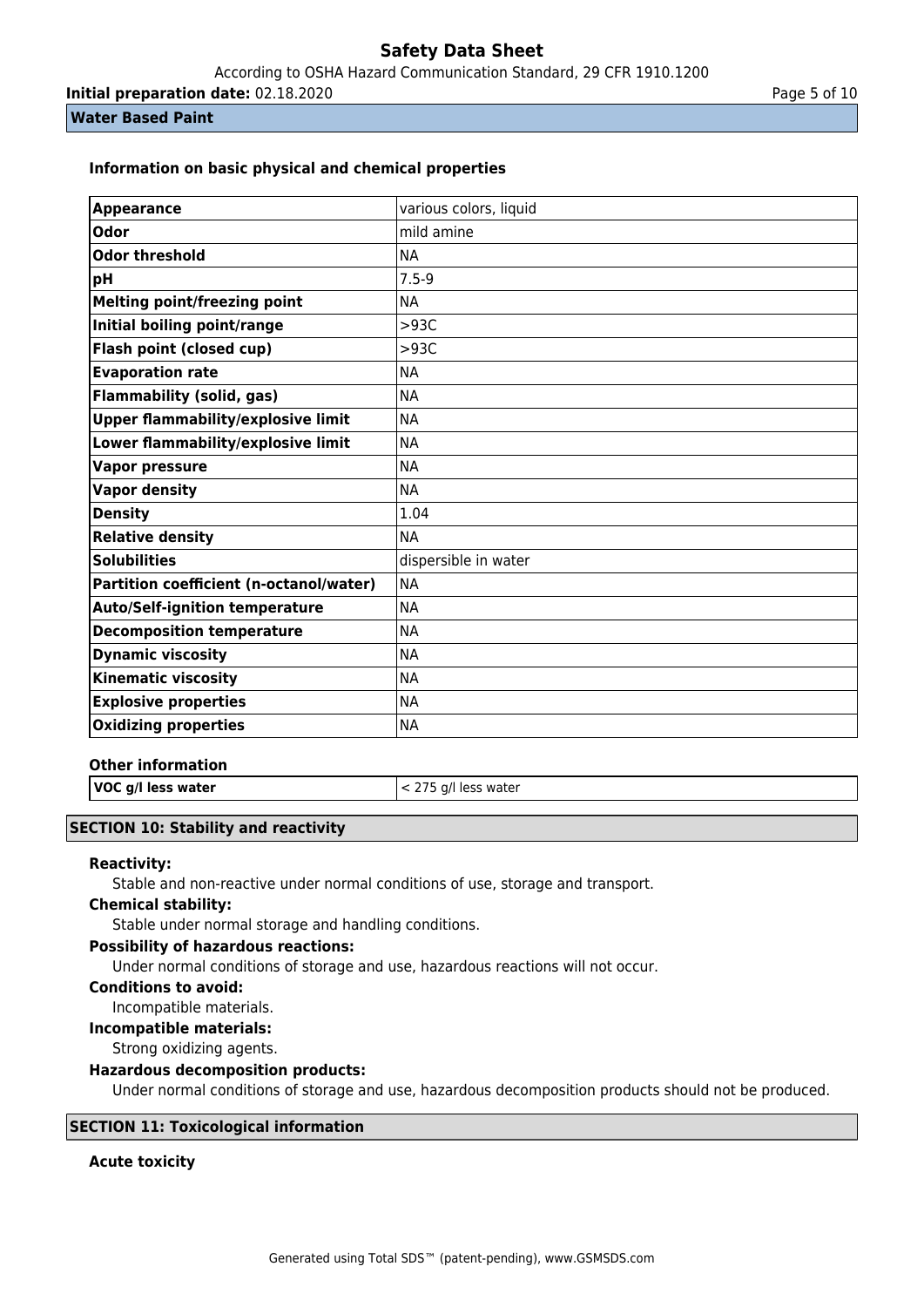### Information on basic physical and chemical properties

| Appearance | various colors, liquid |
|---|---|
| Odor | mild amine |
| Odor threshold | NA |
| pH | 7.5-9 |
| Melting point/freezing point | NA |
| Initial boiling point/range | >93C |
| Flash point (closed cup) | >93C |
| Evaporation rate | NA |
| Flammability (solid, gas) | NA |
| Upper flammability/explosive limit | NA |
| Lower flammability/explosive limit | NA |
| Vapor pressure | NA |
| Vapor density | NA |
| Density | 1.04 |
| Relative density | NA |
| Solubilities | dispersible in water |
| Partition coefficient (n-octanol/water) | NA |
| Auto/Self-ignition temperature | NA |
| Decomposition temperature | NA |
| Dynamic viscosity | NA |
| Kinematic viscosity | NA |
| Explosive properties | NA |
| Oxidizing properties | NA |

### Other information

| VOC g/l less water | < 275 g/l less water |
|---|---|

## SECTION 10: Stability and reactivity

**Reactivity:**

Stable and non-reactive under normal conditions of use, storage and transport.

**Chemical stability:**

Stable under normal storage and handling conditions.

**Possibility of hazardous reactions:**

Under normal conditions of storage and use, hazardous reactions will not occur.

**Conditions to avoid:**

Incompatible materials.

**Incompatible materials:**

Strong oxidizing agents.

**Hazardous decomposition products:**

Under normal conditions of storage and use, hazardous decomposition products should not be produced.

## SECTION 11: Toxicological information

**Acute toxicity**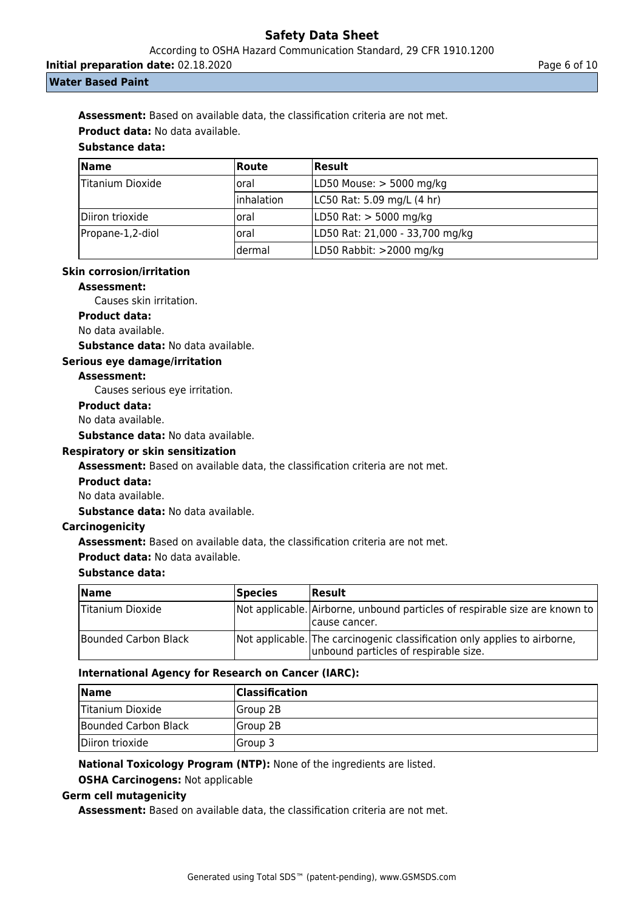**Assessment:** Based on available data, the classification criteria are not met.

**Product data:** No data available.

**Substance data:**

| Name | Route | Result |
|---|---|---|
| Titanium Dioxide | oral | LD50 Mouse: > 5000 mg/kg |
| | inhalation | LC50 Rat: 5.09 mg/L (4 hr) |
| Diiron trioxide | oral | LD50 Rat: > 5000 mg/kg |
| Propane-1,2-diol | oral | LD50 Rat: 21,000 - 33,700 mg/kg |
| | dermal | LD50 Rabbit: >2000 mg/kg |

### Skin corrosion/irritation

**Assessment:**

Causes skin irritation.

**Product data:**

No data available.

**Substance data:** No data available.

### Serious eye damage/irritation

**Assessment:**

Causes serious eye irritation.

**Product data:**

No data available.

**Substance data:** No data available.

### Respiratory or skin sensitization

**Assessment:** Based on available data, the classification criteria are not met.

**Product data:**

No data available.

**Substance data:** No data available.

### Carcinogenicity

**Assessment:** Based on available data, the classification criteria are not met.

**Product data:** No data available.

**Substance data:**

| Name | Species | Result |
|---|---|---|
| Titanium Dioxide | Not applicable. | Airborne, unbound particles of respirable size are known to cause cancer. |
| Bounded Carbon Black | Not applicable. | The carcinogenic classification only applies to airborne, unbound particles of respirable size. |

**International Agency for Research on Cancer (IARC):**

| Name | Classification |
|---|---|
| Titanium Dioxide | Group 2B |
| Bounded Carbon Black | Group 2B |
| Diiron trioxide | Group 3 |

**National Toxicology Program (NTP):** None of the ingredients are listed.

**OSHA Carcinogens:** Not applicable

### Germ cell mutagenicity

**Assessment:** Based on available data, the classification criteria are not met.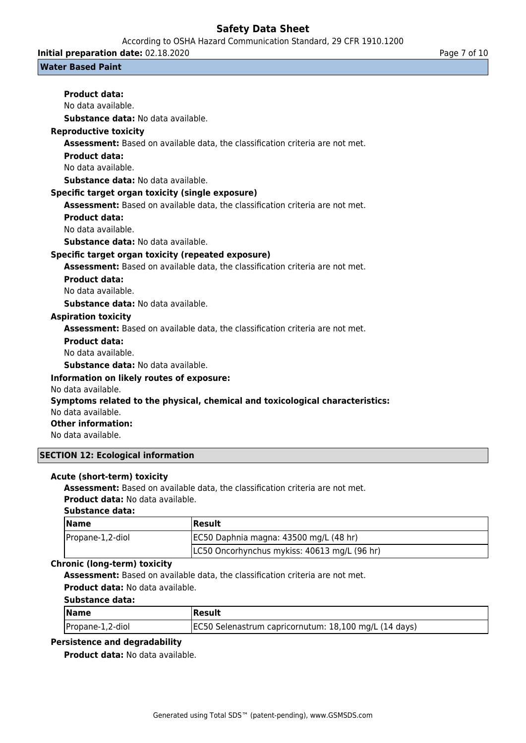**Product data:**

No data available.

**Substance data:** No data available.

**Reproductive toxicity**

**Assessment:** Based on available data, the classification criteria are not met.

**Product data:**

No data available.

**Substance data:** No data available.

**Specific target organ toxicity (single exposure)**

**Assessment:** Based on available data, the classification criteria are not met.

**Product data:**

No data available.

**Substance data:** No data available.

**Specific target organ toxicity (repeated exposure)**

**Assessment:** Based on available data, the classification criteria are not met.

**Product data:**

No data available.

**Substance data:** No data available.

**Aspiration toxicity**

**Assessment:** Based on available data, the classification criteria are not met.

**Product data:**

No data available.

**Substance data:** No data available.

**Information on likely routes of exposure:**

No data available.

**Symptoms related to the physical, chemical and toxicological characteristics:**

No data available.

**Other information:**

No data available.

## SECTION 12: Ecological information

**Acute (short-term) toxicity**

**Assessment:** Based on available data, the classification criteria are not met.

**Product data:** No data available.

**Substance data:**

| Name | Result |
|---|---|
| Propane-1,2-diol | EC50 Daphnia magna: 43500 mg/L (48 hr) |
| | LC50 Oncorhynchus mykiss: 40613 mg/L (96 hr) |

**Chronic (long-term) toxicity**

**Assessment:** Based on available data, the classification criteria are not met.

**Product data:** No data available.

**Substance data:**

| Name | Result |
|---|---|
| Propane-1,2-diol | EC50 Selenastrum capricornutum: 18,100 mg/L (14 days) |

**Persistence and degradability**

**Product data:** No data available.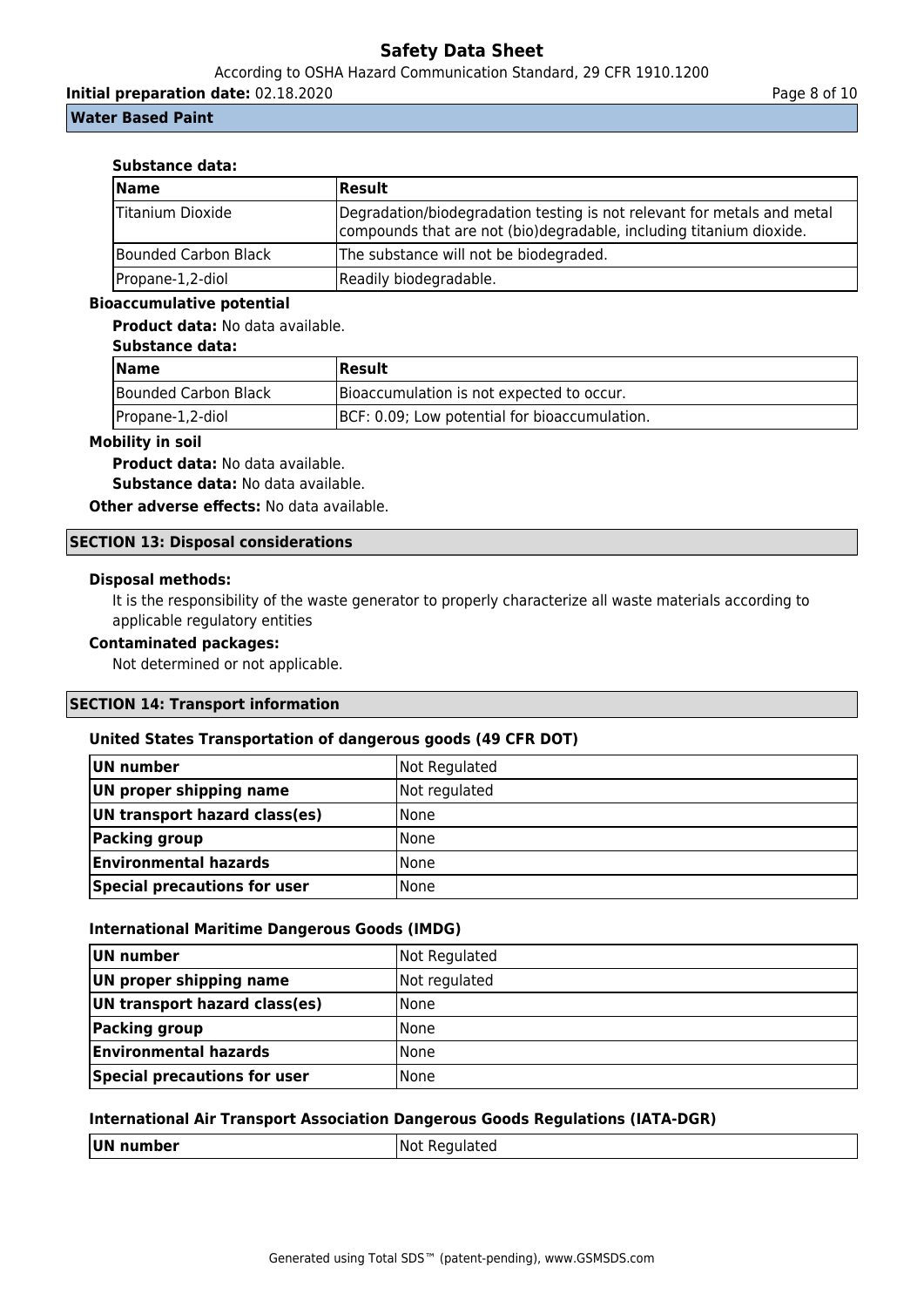**Substance data:**

| Name | Result |
|---|---|
| Titanium Dioxide | Degradation/biodegradation testing is not relevant for metals and metal compounds that are not (bio)degradable, including titanium dioxide. |
| Bounded Carbon Black | The substance will not be biodegraded. |
| Propane-1,2-diol | Readily biodegradable. |

**Bioaccumulative potential**

**Product data:** No data available.

**Substance data:**

| Name | Result |
|---|---|
| Bounded Carbon Black | Bioaccumulation is not expected to occur. |
| Propane-1,2-diol | BCF: 0.09; Low potential for bioaccumulation. |

**Mobility in soil**

**Product data:** No data available.

**Substance data:** No data available.

**Other adverse effects:** No data available.

## SECTION 13: Disposal considerations

**Disposal methods:**

It is the responsibility of the waste generator to properly characterize all waste materials according to applicable regulatory entities

**Contaminated packages:**

Not determined or not applicable.

## SECTION 14: Transport information

**United States Transportation of dangerous goods (49 CFR DOT)**

| | |
|---|---|
| **UN number** | Not Regulated |
| **UN proper shipping name** | Not regulated |
| **UN transport hazard class(es)** | None |
| **Packing group** | None |
| **Environmental hazards** | None |
| **Special precautions for user** | None |

**International Maritime Dangerous Goods (IMDG)**

| | |
|---|---|
| **UN number** | Not Regulated |
| **UN proper shipping name** | Not regulated |
| **UN transport hazard class(es)** | None |
| **Packing group** | None |
| **Environmental hazards** | None |
| **Special precautions for user** | None |

**International Air Transport Association Dangerous Goods Regulations (IATA-DGR)**

| | |
|---|---|
| **UN number** | Not Regulated |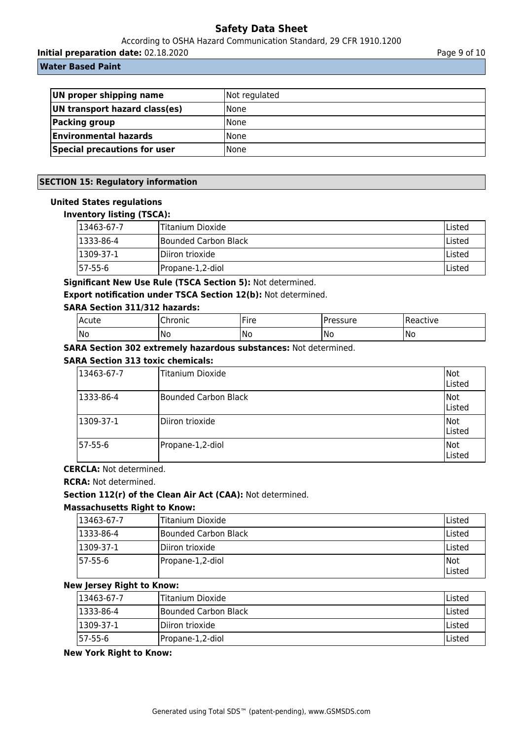| UN proper shipping name | Not regulated |
| --- | --- |
| UN transport hazard class(es) | None |
| Packing group | None |
| Environmental hazards | None |
| Special precautions for user | None |

## SECTION 15: Regulatory information

### United States regulations

**Inventory listing (TSCA):**

| 13463-67-7 | Titanium Dioxide | Listed |
| --- | --- | --- |
| 1333-86-4 | Bounded Carbon Black | Listed |
| 1309-37-1 | Diiron trioxide | Listed |
| 57-55-6 | Propane-1,2-diol | Listed |

**Significant New Use Rule (TSCA Section 5):** Not determined.

**Export notification under TSCA Section 12(b):** Not determined.

**SARA Section 311/312 hazards:**

| Acute | Chronic | Fire | Pressure | Reactive |
| --- | --- | --- | --- | --- |
| No | No | No | No | No |

**SARA Section 302 extremely hazardous substances:** Not determined.

**SARA Section 313 toxic chemicals:**

| 13463-67-7 | Titanium Dioxide | Not Listed |
| --- | --- | --- |
| 1333-86-4 | Bounded Carbon Black | Not Listed |
| 1309-37-1 | Diiron trioxide | Not Listed |
| 57-55-6 | Propane-1,2-diol | Not Listed |

**CERCLA:** Not determined.

**RCRA:** Not determined.

**Section 112(r) of the Clean Air Act (CAA):** Not determined.

**Massachusetts Right to Know:**

| 13463-67-7 | Titanium Dioxide | Listed |
| --- | --- | --- |
| 1333-86-4 | Bounded Carbon Black | Listed |
| 1309-37-1 | Diiron trioxide | Listed |
| 57-55-6 | Propane-1,2-diol | Not Listed |

**New Jersey Right to Know:**

| 13463-67-7 | Titanium Dioxide | Listed |
| --- | --- | --- |
| 1333-86-4 | Bounded Carbon Black | Listed |
| 1309-37-1 | Diiron trioxide | Listed |
| 57-55-6 | Propane-1,2-diol | Listed |

**New York Right to Know:**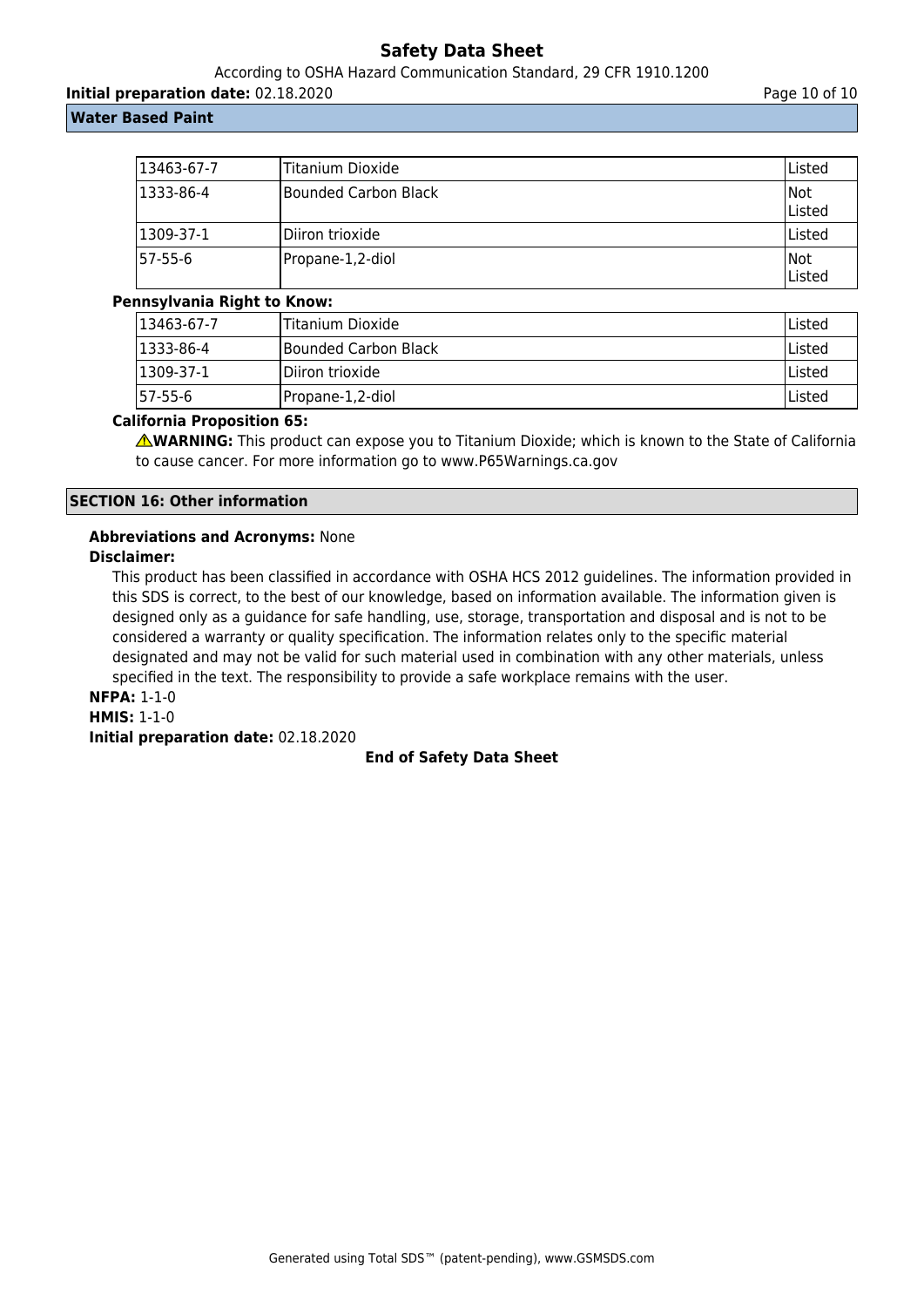| | | |
|---|---|---|
| 13463-67-7 | Titanium Dioxide | Listed |
| 1333-86-4 | Bounded Carbon Black | Not Listed |
| 1309-37-1 | Diiron trioxide | Listed |
| 57-55-6 | Propane-1,2-diol | Not Listed |

**Pennsylvania Right to Know:**

| | | |
|---|---|---|
| 13463-67-7 | Titanium Dioxide | Listed |
| 1333-86-4 | Bounded Carbon Black | Listed |
| 1309-37-1 | Diiron trioxide | Listed |
| 57-55-6 | Propane-1,2-diol | Listed |

**California Proposition 65:**

⚠**WARNING:** This product can expose you to Titanium Dioxide; which is known to the State of California to cause cancer. For more information go to www.P65Warnings.ca.gov

## SECTION 16: Other information

**Abbreviations and Acronyms:** None

**Disclaimer:**

This product has been classified in accordance with OSHA HCS 2012 guidelines. The information provided in this SDS is correct, to the best of our knowledge, based on information available. The information given is designed only as a guidance for safe handling, use, storage, transportation and disposal and is not to be considered a warranty or quality specification. The information relates only to the specific material designated and may not be valid for such material used in combination with any other materials, unless specified in the text. The responsibility to provide a safe workplace remains with the user.

**NFPA:** 1-1-0

**HMIS:** 1-1-0

**Initial preparation date:** 02.18.2020

**End of Safety Data Sheet**